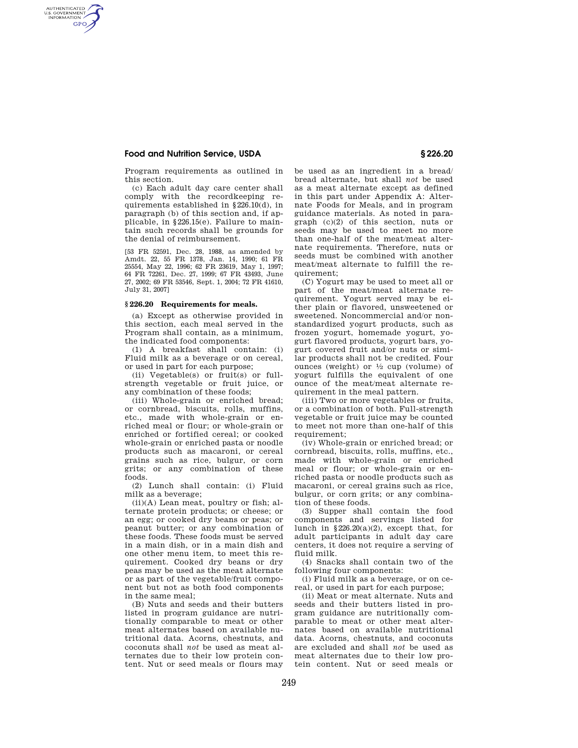Program requirements as outlined in this section.

(c) Each adult day care center shall comply with the recordkeeping requirements established in §226.10(d), in paragraph (b) of this section and, if applicable, in §226.15(e). Failure to maintain such records shall be grounds for the denial of reimbursement.

[53 FR 52591, Dec. 28, 1988, as amended by Amdt. 22, 55 FR 1378, Jan. 14, 1990; 61 FR 25554, May 22, 1996; 62 FR 23619, May 1, 1997; 64 FR 72261, Dec. 27, 1999; 67 FR 43493, June 27, 2002; 69 FR 53546, Sept. 1, 2004; 72 FR 41610, July 31, 2007]

### § 226.20 Requirements for meals.

(a) Except as otherwise provided in this section, each meal served in the Program shall contain, as a minimum, the indicated food components:

(1) A breakfast shall contain: (i) Fluid milk as a beverage or on cereal, or used in part for each purpose;

(ii) Vegetable(s) or fruit(s) or full-strength vegetable or fruit juice, or any combination of these foods;

(iii) Whole-grain or enriched bread; or cornbread, biscuits, rolls, muffins, etc., made with whole-grain or enriched meal or flour; or whole-grain or enriched or fortified cereal; or cooked whole-grain or enriched pasta or noodle products such as macaroni, or cereal grains such as rice, bulgur, or corn grits; or any combination of these foods.

(2) Lunch shall contain: (i) Fluid milk as a beverage;

(ii)(A) Lean meat, poultry or fish; alternate protein products; or cheese; or an egg; or cooked dry beans or peas; or peanut butter; or any combination of these foods. These foods must be served in a main dish, or in a main dish and one other menu item, to meet this requirement. Cooked dry beans or dry peas may be used as the meat alternate or as part of the vegetable/fruit component but not as both food components in the same meal;

(B) Nuts and seeds and their butters listed in program guidance are nutritionally comparable to meat or other meat alternates based on available nutritional data. Acorns, chestnuts, and coconuts shall *not* be used as meat alternates due to their low protein content. Nut or seed meals or flours may be used as an ingredient in a bread/bread alternate, but shall *not* be used as a meat alternate except as defined in this part under Appendix A: Alternate Foods for Meals, and in program guidance materials. As noted in paragraph (c)(2) of this section, nuts or seeds may be used to meet no more than one-half of the meat/meat alternate requirements. Therefore, nuts or seeds must be combined with another meat/meat alternate to fulfill the requirement;

(C) Yogurt may be used to meet all or part of the meat/meat alternate requirement. Yogurt served may be either plain or flavored, unsweetened or sweetened. Noncommercial and/or nonstandardized yogurt products, such as frozen yogurt, homemade yogurt, yogurt flavored products, yogurt bars, yogurt covered fruit and/or nuts or similar products shall not be credited. Four ounces (weight) or ½ cup (volume) of yogurt fulfills the equivalent of one ounce of the meat/meat alternate requirement in the meal pattern.

(iii) Two or more vegetables or fruits, or a combination of both. Full-strength vegetable or fruit juice may be counted to meet not more than one-half of this requirement;

(iv) Whole-grain or enriched bread; or cornbread, biscuits, rolls, muffins, etc., made with whole-grain or enriched meal or flour; or whole-grain or enriched pasta or noodle products such as macaroni, or cereal grains such as rice, bulgur, or corn grits; or any combination of these foods.

(3) Supper shall contain the food components and servings listed for lunch in §226.20(a)(2), except that, for adult participants in adult day care centers, it does not require a serving of fluid milk.

(4) Snacks shall contain two of the following four components:

(i) Fluid milk as a beverage, or on cereal, or used in part for each purpose;

(ii) Meat or meat alternate. Nuts and seeds and their butters listed in program guidance are nutritionally comparable to meat or other meat alternates based on available nutritional data. Acorns, chestnuts, and coconuts are excluded and shall *not* be used as meat alternates due to their low protein content. Nut or seed meals or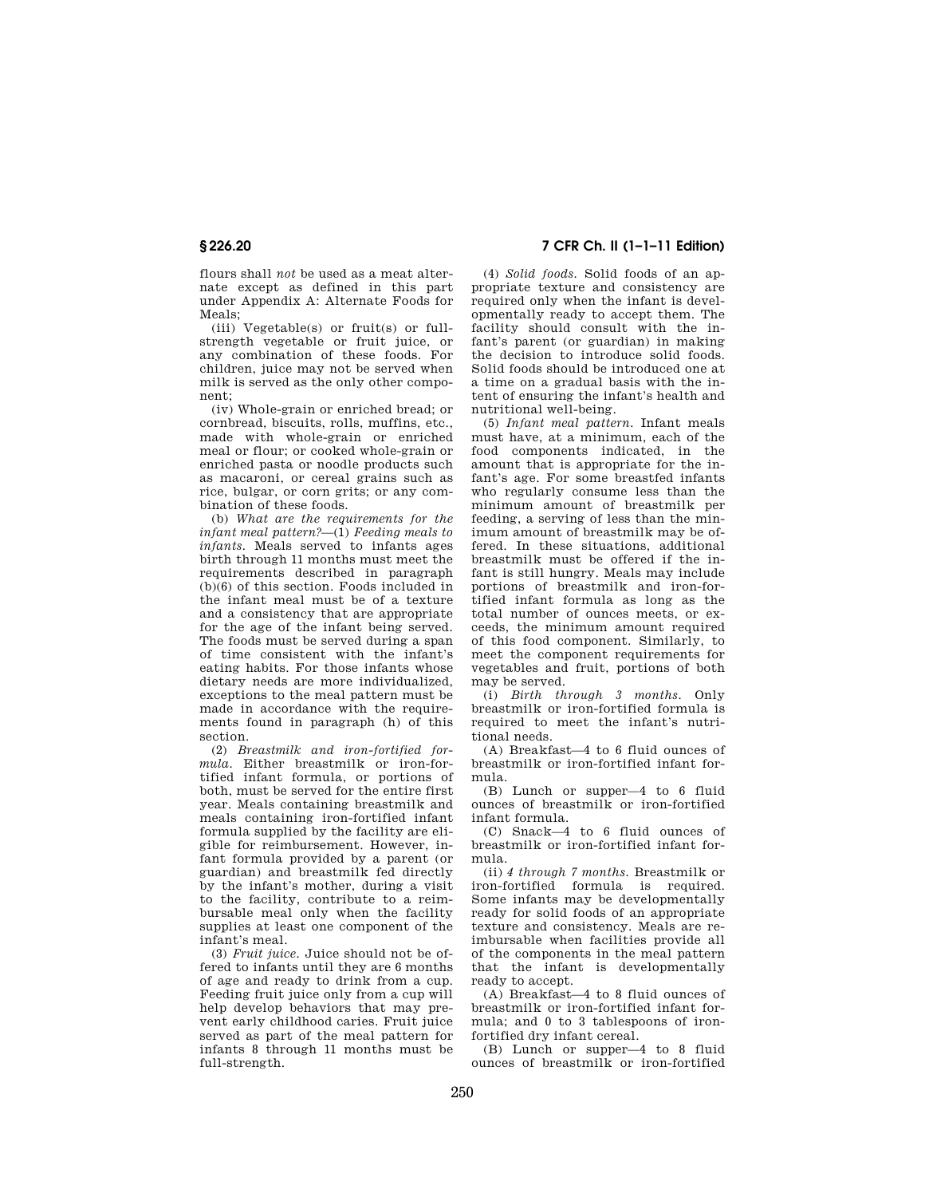flours shall *not* be used as a meat alternate except as defined in this part under Appendix A: Alternate Foods for Meals;

(iii) Vegetable(s) or fruit(s) or full-strength vegetable or fruit juice, or any combination of these foods. For children, juice may not be served when milk is served as the only other component;

(iv) Whole-grain or enriched bread; or cornbread, biscuits, rolls, muffins, etc., made with whole-grain or enriched meal or flour; or cooked whole-grain or enriched pasta or noodle products such as macaroni, or cereal grains such as rice, bulgar, or corn grits; or any combination of these foods.

(b) *What are the requirements for the infant meal pattern?*—(1) *Feeding meals to infants.* Meals served to infants ages birth through 11 months must meet the requirements described in paragraph (b)(6) of this section. Foods included in the infant meal must be of a texture and a consistency that are appropriate for the age of the infant being served. The foods must be served during a span of time consistent with the infant's eating habits. For those infants whose dietary needs are more individualized, exceptions to the meal pattern must be made in accordance with the requirements found in paragraph (h) of this section.

(2) *Breastmilk and iron-fortified formula.* Either breastmilk or iron-fortified infant formula, or portions of both, must be served for the entire first year. Meals containing breastmilk and meals containing iron-fortified infant formula supplied by the facility are eligible for reimbursement. However, infant formula provided by a parent (or guardian) and breastmilk fed directly by the infant's mother, during a visit to the facility, contribute to a reimbursable meal only when the facility supplies at least one component of the infant's meal.

(3) *Fruit juice.* Juice should not be offered to infants until they are 6 months of age and ready to drink from a cup. Feeding fruit juice only from a cup will help develop behaviors that may prevent early childhood caries. Fruit juice served as part of the meal pattern for infants 8 through 11 months must be full-strength.

(4) *Solid foods.* Solid foods of an appropriate texture and consistency are required only when the infant is developmentally ready to accept them. The facility should consult with the infant's parent (or guardian) in making the decision to introduce solid foods. Solid foods should be introduced one at a time on a gradual basis with the intent of ensuring the infant's health and nutritional well-being.

(5) *Infant meal pattern.* Infant meals must have, at a minimum, each of the food components indicated, in the amount that is appropriate for the infant's age. For some breastfed infants who regularly consume less than the minimum amount of breastmilk per feeding, a serving of less than the minimum amount of breastmilk may be offered. In these situations, additional breastmilk must be offered if the infant is still hungry. Meals may include portions of breastmilk and iron-fortified infant formula as long as the total number of ounces meets, or exceeds, the minimum amount required of this food component. Similarly, to meet the component requirements for vegetables and fruit, portions of both may be served.

(i) *Birth through 3 months.* Only breastmilk or iron-fortified formula is required to meet the infant's nutritional needs.

(A) Breakfast—4 to 6 fluid ounces of breastmilk or iron-fortified infant formula.

(B) Lunch or supper—4 to 6 fluid ounces of breastmilk or iron-fortified infant formula.

(C) Snack—4 to 6 fluid ounces of breastmilk or iron-fortified infant formula.

(ii) *4 through 7 months.* Breastmilk or iron-fortified formula is required. Some infants may be developmentally ready for solid foods of an appropriate texture and consistency. Meals are reimbursable when facilities provide all of the components in the meal pattern that the infant is developmentally ready to accept.

(A) Breakfast—4 to 8 fluid ounces of breastmilk or iron-fortified infant formula; and 0 to 3 tablespoons of iron-fortified dry infant cereal.

(B) Lunch or supper—4 to 8 fluid ounces of breastmilk or iron-fortified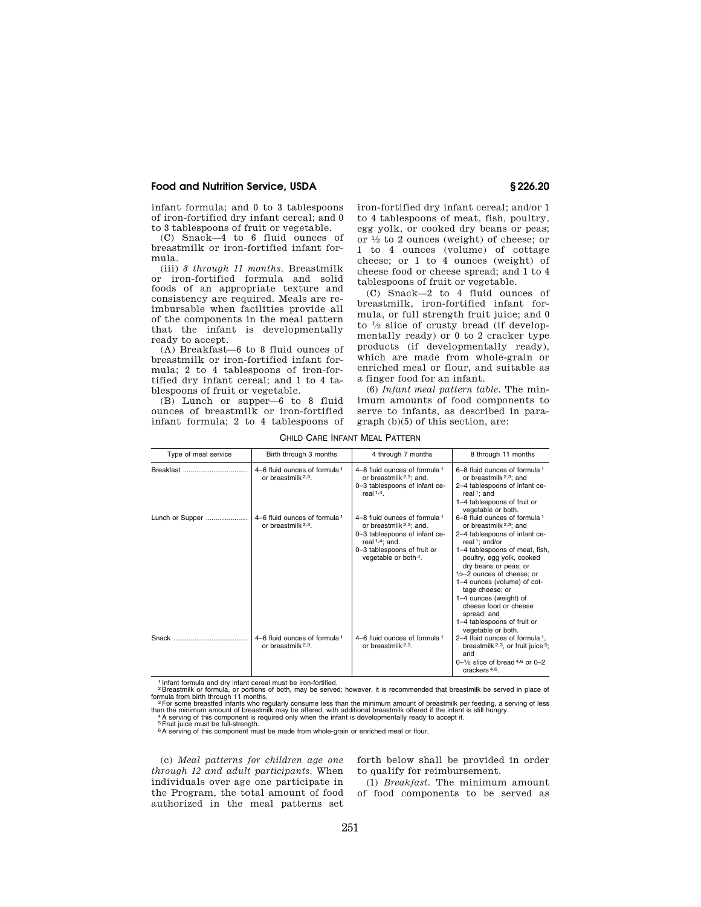infant formula; and 0 to 3 tablespoons of iron-fortified dry infant cereal; and 0 to 3 tablespoons of fruit or vegetable.

(C) Snack—4 to 6 fluid ounces of breastmilk or iron-fortified infant formula.

(iii) *8 through 11 months.* Breastmilk or iron-fortified formula and solid foods of an appropriate texture and consistency are required. Meals are reimbursable when facilities provide all of the components in the meal pattern that the infant is developmentally ready to accept.

(A) Breakfast—6 to 8 fluid ounces of breastmilk or iron-fortified infant formula; 2 to 4 tablespoons of iron-fortified dry infant cereal; and 1 to 4 tablespoons of fruit or vegetable.

(B) Lunch or supper—6 to 8 fluid ounces of breastmilk or iron-fortified infant formula; 2 to 4 tablespoons of iron-fortified dry infant cereal; and/or 1 to 4 tablespoons of meat, fish, poultry, egg yolk, or cooked dry beans or peas; or ½ to 2 ounces (weight) of cheese; or 1 to 4 ounces (volume) of cottage cheese; or 1 to 4 ounces (weight) of cheese food or cheese spread; and 1 to 4 tablespoons of fruit or vegetable.

(C) Snack—2 to 4 fluid ounces of breastmilk, iron-fortified infant formula, or full strength fruit juice; and 0 to ½ slice of crusty bread (if developmentally ready) or 0 to 2 cracker type products (if developmentally ready), which are made from whole-grain or enriched meal or flour, and suitable as a finger food for an infant.

(6) *Infant meal pattern table.* The minimum amounts of food components to serve to infants, as described in paragraph (b)(5) of this section, are:

CHILD CARE INFANT MEAL PATTERN

| Type of meal service | Birth through 3 months | 4 through 7 months | 8 through 11 months |
|---|---|---|---|
| Breakfast | 4–6 fluid ounces of formula [1] or breastmilk [2,3]. | 4–8 fluid ounces of formula [1] or breastmilk [2,3]; and. 0–3 tablespoons of infant cereal [1,4]. | 6–8 fluid ounces of formula [1] or breastmilk [2,3]; and 2–4 tablespoons of infant cereal [1]; and 1–4 tablespoons of fruit or vegetable or both. |
| Lunch or Supper | 4–6 fluid ounces of formula [1] or breastmilk [2,3]. | 4–8 fluid ounces of formula [1] or breastmilk [2,3]; and. 0–3 tablespoons of infant cereal [1,4]; and. 0–3 tablespoons of fruit or vegetable or both [4]. | 6–8 fluid ounces of formula [1] or breastmilk [2,3]; and 2–4 tablespoons of infant cereal [1]; and/or 1–4 tablespoons of meat, fish, poultry, egg yolk, cooked dry beans or peas; or ½–2 ounces of cheese; or 1–4 ounces (volume) of cottage cheese; or 1–4 ounces (weight) of cheese food or cheese spread; and 1–4 tablespoons of fruit or vegetable or both. |
| Snack | 4–6 fluid ounces of formula [1] or breastmilk [2,3]. | 4–6 fluid ounces of formula [1] or breastmilk [2,3]. | 2–4 fluid ounces of formula [1], breastmilk [2,3], or fruit juice [5]; and 0–½ slice of bread [4,6] or 0–2 crackers [4,6]. |

[1] Infant formula and dry infant cereal must be iron-fortified.
[2] Breastmilk or formula, or portions of both, may be served; however, it is recommended that breastmilk be served in place of formula from birth through 11 months.
[3] For some breastfed infants who regularly consume less than the minimum amount of breastmilk per feeding, a serving of less than the minimum amount of breastmilk may be offered, with additional breastmilk offered if the infant is still hungry.
[4] A serving of this component is required only when the infant is developmentally ready to accept it.
[5] Fruit juice must be full-strength.
[6] A serving of this component must be made from whole-grain or enriched meal or flour.

(c) *Meal patterns for children age one through 12 and adult participants.* When individuals over age one participate in the Program, the total amount of food authorized in the meal patterns set forth below shall be provided in order to qualify for reimbursement.

(1) *Breakfast.* The minimum amount of food components to be served as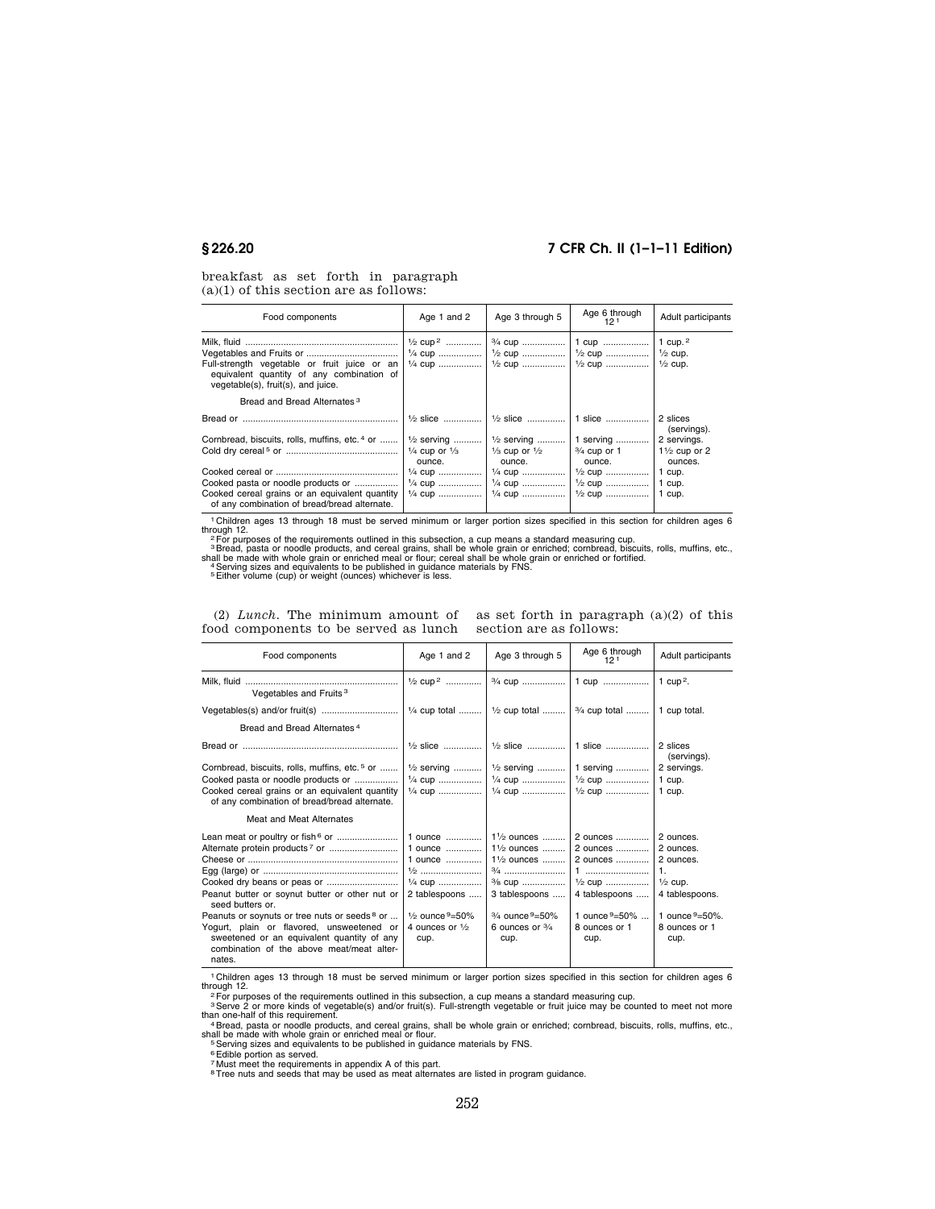breakfast as set forth in paragraph (a)(1) of this section are as follows:

| Food components | Age 1 and 2 | Age 3 through 5 | Age 6 through 12[1] | Adult participants |
|---|---|---|---|---|
| Milk, fluid | ½ cup[2] | ¾ cup | 1 cup | 1 cup.[2] |
| Vegetables and Fruits or | ¼ cup | ½ cup | ½ cup | ½ cup. |
| Full-strength vegetable or fruit juice or an equivalent quantity of any combination of vegetable(s), fruit(s), and juice. | ¼ cup | ½ cup | ½ cup | ½ cup. |
| Bread and Bread Alternates[3] | | | | |
| Bread or | ½ slice | ½ slice | 1 slice | 2 slices (servings). |
| Cornbread, biscuits, rolls, muffins, etc.[4] or | ½ serving | ½ serving | 1 serving | 2 servings. |
| Cold dry cereal[5] or | ¼ cup or ⅓ ounce. | ⅓ cup or ½ ounce. | ¾ cup or 1 ounce. | 1½ cup or 2 ounces. |
| Cooked cereal or | ¼ cup | ¼ cup | ½ cup | 1 cup. |
| Cooked pasta or noodle products or | ¼ cup | ¼ cup | ½ cup | 1 cup. |
| Cooked cereal grains or an equivalent quantity of any combination of bread/bread alternate. | ¼ cup | ¼ cup | ½ cup | 1 cup. |

[1] Children ages 13 through 18 must be served minimum or larger portion sizes specified in this section for children ages 6 through 12.

[2] For purposes of the requirements outlined in this subsection, a cup means a standard measuring cup.

[3] Bread, pasta or noodle products, and cereal grains, shall be whole grain or enriched; cornbread, biscuits, rolls, muffins, etc., shall be made with whole grain or enriched meal or flour; cereal shall be whole grain or enriched or fortified.

[4] Serving sizes and equivalents to be published in guidance materials by FNS.

[5] Either volume (cup) or weight (ounces) whichever is less.

(2) *Lunch*. The minimum amount of food components to be served as lunch as set forth in paragraph (a)(2) of this section are as follows:

| Food components | Age 1 and 2 | Age 3 through 5 | Age 6 through 12[1] | Adult participants |
|---|---|---|---|---|
| Milk, fluid | ½ cup[2] | ¾ cup | 1 cup | 1 cup[2]. |
| Vegetables and Fruits[3] | | | | |
| Vegetables(s) and/or fruit(s) | ¼ cup total | ½ cup total | ¾ cup total | 1 cup total. |
| Bread and Bread Alternates[4] | | | | |
| Bread or | ½ slice | ½ slice | 1 slice | 2 slices (servings). |
| Cornbread, biscuits, rolls, muffins, etc.[5] or | ½ serving | ½ serving | 1 serving | 2 servings. |
| Cooked pasta or noodle products or | ¼ cup | ¼ cup | ½ cup | 1 cup. |
| Cooked cereal grains or an equivalent quantity of any combination of bread/bread alternate. | ¼ cup | ¼ cup | ½ cup | 1 cup. |
| Meat and Meat Alternates | | | | |
| Lean meat or poultry or fish[6] or | 1 ounce | 1½ ounces | 2 ounces | 2 ounces. |
| Alternate protein products[7] or | 1 ounce | 1½ ounces | 2 ounces | 2 ounces. |
| Cheese or | 1 ounce | 1½ ounces | 2 ounces | 2 ounces. |
| Egg (large) or | ½ | ¾ | 1 | 1. |
| Cooked dry beans or peas or | ¼ cup | ⅜ cup | ½ cup | ½ cup. |
| Peanut butter or soynut butter or other nut or seed butters or. | 2 tablespoons | 3 tablespoons | 4 tablespoons | 4 tablespoons. |
| Peanuts or soynuts or tree nuts or seeds[8] or | ½ ounce[9]=50% | ¾ ounce[9]=50% | 1 ounce[9]=50% | 1 ounce[9]=50%. |
| Yogurt, plain or flavored, unsweetened or sweetened or an equivalent quantity of any combination of the above meat/meat alternates. | 4 ounces or ½ cup. | 6 ounces or ¾ cup. | 8 ounces or 1 cup. | 8 ounces or 1 cup. |

[1] Children ages 13 through 18 must be served minimum or larger portion sizes specified in this section for children ages 6 through 12.

[2] For purposes of the requirements outlined in this subsection, a cup means a standard measuring cup.

[3] Serve 2 or more kinds of vegetable(s) and/or fruit(s). Full-strength vegetable or fruit juice may be counted to meet not more than one-half of this requirement.

[4] Bread, pasta or noodle products, and cereal grains, shall be whole grain or enriched; cornbread, biscuits, rolls, muffins, etc., shall be made with whole grain or enriched meal or flour.

[5] Serving sizes and equivalents to be published in guidance materials by FNS.

[6] Edible portion as served.

[7] Must meet the requirements in appendix A of this part.

[8] Tree nuts and seeds that may be used as meat alternates are listed in program guidance.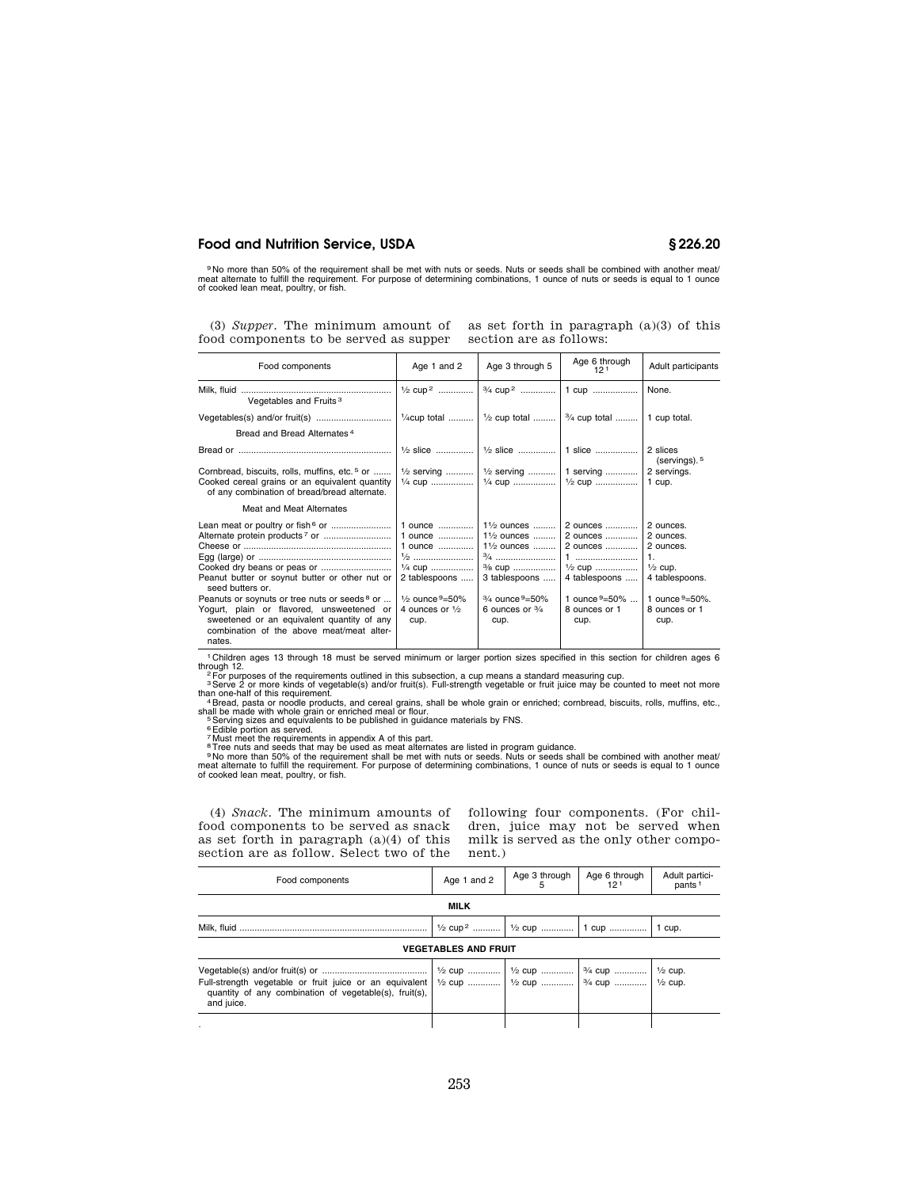[9] No more than 50% of the requirement shall be met with nuts or seeds. Nuts or seeds shall be combined with another meat/meat alternate to fulfill the requirement. For purpose of determining combinations, 1 ounce of nuts or seeds is equal to 1 ounce of cooked lean meat, poultry, or fish.

(3) *Supper*. The minimum amount of food components to be served as supper as set forth in paragraph (a)(3) of this section are as follows:

| Food components | Age 1 and 2 | Age 3 through 5 | Age 6 through 12 [1] | Adult participants |
|---|---|---|---|---|
| Milk, fluid | ½ cup [2] | ¾ cup [2] | 1 cup | None. |
| Vegetables and Fruits [3] | | | | |
| Vegetables(s) and/or fruit(s) | ¼cup total | ½ cup total | ¾ cup total | 1 cup total. |
| Bread and Bread Alternates [4] | | | | |
| Bread or | ½ slice | ½ slice | 1 slice | 2 slices (servings). [5] |
| Cornbread, biscuits, rolls, muffins, etc. [5] or | ½ serving | ½ serving | 1 serving | 2 servings. |
| Cooked cereal grains or an equivalent quantity of any combination of bread/bread alternate. | ¼ cup | ¼ cup | ½ cup | 1 cup. |
| Meat and Meat Alternates | | | | |
| Lean meat or poultry or fish [6] or | 1 ounce | 1½ ounces | 2 ounces | 2 ounces. |
| Alternate protein products [7] or | 1 ounce | 1½ ounces | 2 ounces | 2 ounces. |
| Cheese or | 1 ounce | 1½ ounces | 2 ounces | 2 ounces. |
| Egg (large) or | ½ | ¾ | 1 | 1. |
| Cooked dry beans or peas or | ¼ cup | ⅜ cup | ½ cup | ½ cup. |
| Peanut butter or soynut butter or other nut or seed butters or. | 2 tablespoons | 3 tablespoons | 4 tablespoons | 4 tablespoons. |
| Peanuts or soynuts or tree nuts or seeds [8] or | ½ ounce [9]=50% | ¾ ounce [9]=50% | 1 ounce [9]=50% | 1 ounce [9]=50%. |
| Yogurt, plain or flavored, unsweetened or sweetened or an equivalent quantity of any combination of the above meat/meat alternates. | 4 ounces or ½ cup. | 6 ounces or ¾ cup. | 8 ounces or 1 cup. | 8 ounces or 1 cup. |

[1] Children ages 13 through 18 must be served minimum or larger portion sizes specified in this section for children ages 6 through 12.

[2] For purposes of the requirements outlined in this subsection, a cup means a standard measuring cup.

[3] Serve 2 or more kinds of vegetable(s) and/or fruit(s). Full-strength vegetable or fruit juice may be counted to meet not more than one-half of this requirement.

[4] Bread, pasta or noodle products, and cereal grains, shall be whole grain or enriched; cornbread, biscuits, rolls, muffins, etc., shall be made with whole grain or enriched meal or flour.

[5] Serving sizes and equivalents to be published in guidance materials by FNS.

[6] Edible portion as served.

[7] Must meet the requirements in appendix A of this part.

[8] Tree nuts and seeds that may be used as meat alternates are listed in program guidance.

[9] No more than 50% of the requirement shall be met with nuts or seeds. Nuts or seeds shall be combined with another meat/meat alternate to fulfill the requirement. For purpose of determining combinations, 1 ounce of nuts or seeds is equal to 1 ounce of cooked lean meat, poultry, or fish.

(4) *Snack*. The minimum amounts of food components to be served as snack as set forth in paragraph (a)(4) of this section are as follow. Select two of the following four components. (For children, juice may not be served when milk is served as the only other component.)

| Food components | Age 1 and 2 | Age 3 through 5 | Age 6 through 12 [1] | Adult participants [1] |
|---|---|---|---|---|
| **MILK** | | | | |
| Milk, fluid | ½ cup [2] | ½ cup | 1 cup | 1 cup. |
| **VEGETABLES AND FRUIT** | | | | |
| Vegetable(s) and/or fruit(s) or | ½ cup | ½ cup | ¾ cup | ½ cup. |
| Full-strength vegetable or fruit juice or an equivalent quantity of any combination of vegetable(s), fruit(s), and juice. | ½ cup | ½ cup | ¾ cup | ½ cup. |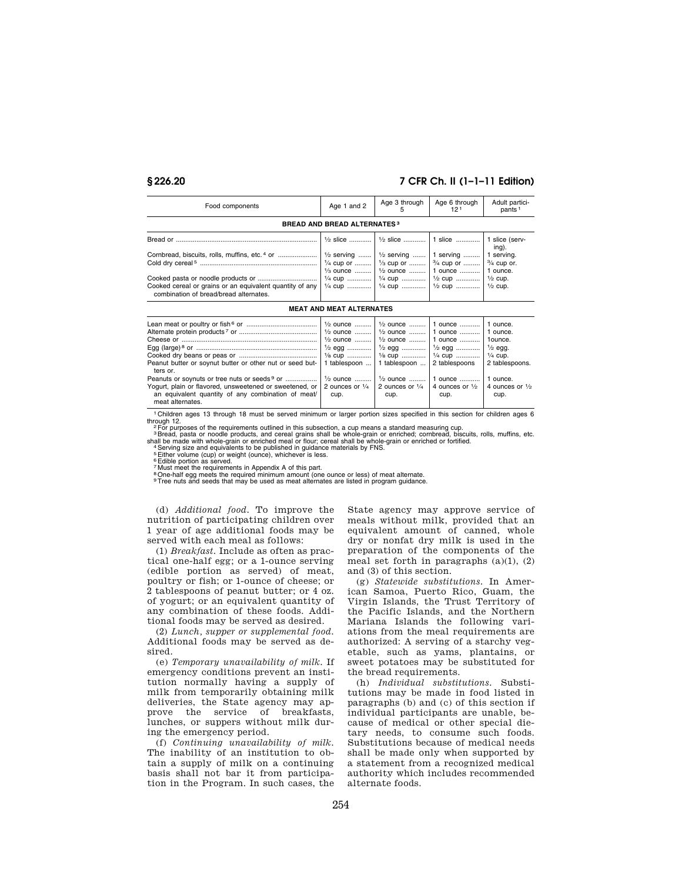| Food components | Age 1 and 2 | Age 3 through 5 | Age 6 through 12[1] | Adult participants[1] |
|---|---|---|---|---|
| **BREAD AND BREAD ALTERNATES[3]** | | | | |
| Bread or | ½ slice | ½ slice | 1 slice | 1 slice (serving). |
| Cornbread, biscuits, rolls, muffins, etc.[4] or | ½ serving | ½ serving | 1 serving | 1 serving. |
| Cold dry cereal[5] | ¼ cup or | ⅓ cup or | ¾ cup or | ¾ cup or. |
| | ⅓ ounce | ½ ounce | 1 ounce | 1 ounce. |
| Cooked pasta or noodle products or | ¼ cup | ¼ cup | ½ cup | ½ cup. |
| Cooked cereal or grains or an equivalent quantity of any combination of bread/bread alternates. | ¼ cup | ¼ cup | ½ cup | ½ cup. |
| **MEAT AND MEAT ALTERNATES** | | | | |
| Lean meat or poultry or fish[6] or | ½ ounce | ½ ounce | 1 ounce | 1 ounce. |
| Alternate protein products[7] or | ½ ounce | ½ ounce | 1 ounce | 1 ounce. |
| Cheese or | ½ ounce | ½ ounce | 1 ounce | 1ounce. |
| Egg (large)[8] or | ½ egg | ½ egg | ½ egg | ½ egg. |
| Cooked dry beans or peas or | ⅛ cup | ⅛ cup | ¼ cup | ¼ cup. |
| Peanut butter or soynut butter or other nut or seed butters or. | 1 tablespoon | 1 tablespoon | 2 tablespoons | 2 tablespoons. |
| Peanuts or soynuts or tree nuts or seeds[9] or | ½ ounce | ½ ounce | 1 ounce | 1 ounce. |
| Yogurt, plain or flavored, unsweetened or sweetened, or an equivalent quantity of any combination of meat/meat alternates. | 2 ounces or ¼ cup. | 2 ounces or ¼ cup. | 4 ounces or ½ cup. | 4 ounces or ½ cup. |

[1] Children ages 13 through 18 must be served minimum or larger portion sizes specified in this section for children ages 6 through 12.
[2] For purposes of the requirements outlined in this subsection, a cup means a standard measuring cup.
[3] Bread, pasta or noodle products, and cereal grains shall be whole-grain or enriched; cornbread, biscuits, rolls, muffins, etc. shall be made with whole-grain or enriched meal or flour; cereal shall be whole-grain or enriched or fortified.
[4] Serving size and equivalents to be published in guidance materials by FNS.
[5] Either volume (cup) or weight (ounce), whichever is less.
[6] Edible portion as served.
[7] Must meet the requirements in Appendix A of this part.
[8] One-half egg meets the required minimum amount (one ounce or less) of meat alternate.
[9] Tree nuts and seeds that may be used as meat alternates are listed in program guidance.

(d) *Additional food.* To improve the nutrition of participating children over 1 year of age additional foods may be served with each meal as follows:

(1) *Breakfast.* Include as often as practical one-half egg; or a 1-ounce serving (edible portion as served) of meat, poultry or fish; or 1-ounce of cheese; or 2 tablespoons of peanut butter; or 4 oz. of yogurt; or an equivalent quantity of any combination of these foods. Additional foods may be served as desired.

(2) *Lunch, supper or supplemental food.* Additional foods may be served as desired.

(e) *Temporary unavailability of milk.* If emergency conditions prevent an institution normally having a supply of milk from temporarily obtaining milk deliveries, the State agency may approve the service of breakfasts, lunches, or suppers without milk during the emergency period.

(f) *Continuing unavailability of milk.* The inability of an institution to obtain a supply of milk on a continuing basis shall not bar it from participation in the Program. In such cases, the State agency may approve service of meals without milk, provided that an equivalent amount of canned, whole dry or nonfat dry milk is used in the preparation of the components of the meal set forth in paragraphs (a)(1), (2) and (3) of this section.

(g) *Statewide substitutions.* In American Samoa, Puerto Rico, Guam, the Virgin Islands, the Trust Territory of the Pacific Islands, and the Northern Mariana Islands the following variations from the meal requirements are authorized: A serving of a starchy vegetable, such as yams, plantains, or sweet potatoes may be substituted for the bread requirements.

(h) *Individual substitutions.* Substitutions may be made in food listed in paragraphs (b) and (c) of this section if individual participants are unable, because of medical or other special dietary needs, to consume such foods. Substitutions because of medical needs shall be made only when supported by a statement from a recognized medical authority which includes recommended alternate foods.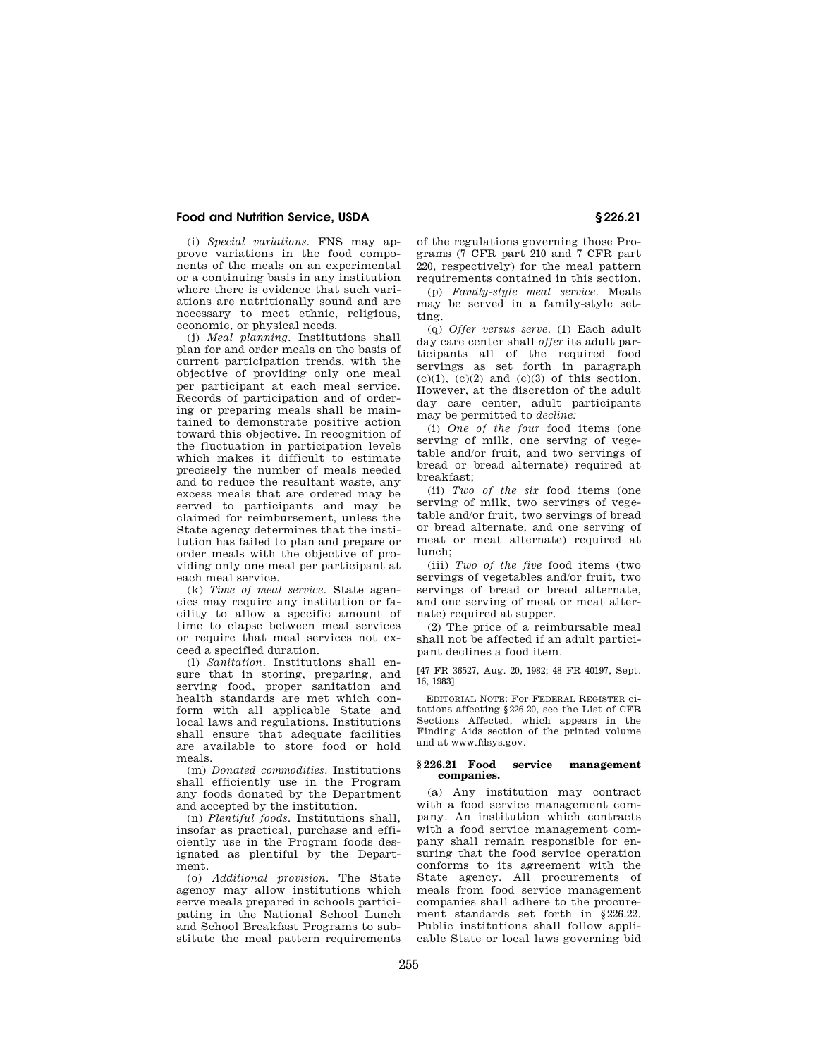(i) *Special variations.* FNS may approve variations in the food components of the meals on an experimental or a continuing basis in any institution where there is evidence that such variations are nutritionally sound and are necessary to meet ethnic, religious, economic, or physical needs.

(j) *Meal planning.* Institutions shall plan for and order meals on the basis of current participation trends, with the objective of providing only one meal per participant at each meal service. Records of participation and of ordering or preparing meals shall be maintained to demonstrate positive action toward this objective. In recognition of the fluctuation in participation levels which makes it difficult to estimate precisely the number of meals needed and to reduce the resultant waste, any excess meals that are ordered may be served to participants and may be claimed for reimbursement, unless the State agency determines that the institution has failed to plan and prepare or order meals with the objective of providing only one meal per participant at each meal service.

(k) *Time of meal service.* State agencies may require any institution or facility to allow a specific amount of time to elapse between meal services or require that meal services not exceed a specified duration.

(l) *Sanitation.* Institutions shall ensure that in storing, preparing, and serving food, proper sanitation and health standards are met which conform with all applicable State and local laws and regulations. Institutions shall ensure that adequate facilities are available to store food or hold meals.

(m) *Donated commodities.* Institutions shall efficiently use in the Program any foods donated by the Department and accepted by the institution.

(n) *Plentiful foods.* Institutions shall, insofar as practical, purchase and efficiently use in the Program foods designated as plentiful by the Department.

(o) *Additional provision.* The State agency may allow institutions which serve meals prepared in schools participating in the National School Lunch and School Breakfast Programs to substitute the meal pattern requirements of the regulations governing those Programs (7 CFR part 210 and 7 CFR part 220, respectively) for the meal pattern requirements contained in this section.

(p) *Family-style meal service.* Meals may be served in a family-style setting.

(q) *Offer versus serve.* (1) Each adult day care center shall *offer* its adult participants all of the required food servings as set forth in paragraph (c)(1), (c)(2) and (c)(3) of this section. However, at the discretion of the adult day care center, adult participants may be permitted to *decline:*

(i) *One of the four* food items (one serving of milk, one serving of vegetable and/or fruit, and two servings of bread or bread alternate) required at breakfast;

(ii) *Two of the six* food items (one serving of milk, two servings of vegetable and/or fruit, two servings of bread or bread alternate, and one serving of meat or meat alternate) required at lunch;

(iii) *Two of the five* food items (two servings of vegetables and/or fruit, two servings of bread or bread alternate, and one serving of meat or meat alternate) required at supper.

(2) The price of a reimbursable meal shall not be affected if an adult participant declines a food item.

[47 FR 36527, Aug. 20, 1982; 48 FR 40197, Sept. 16, 1983]

EDITORIAL NOTE: For FEDERAL REGISTER citations affecting §226.20, see the List of CFR Sections Affected, which appears in the Finding Aids section of the printed volume and at www.fdsys.gov.

### §226.21 Food service management companies.

(a) Any institution may contract with a food service management company. An institution which contracts with a food service management company shall remain responsible for ensuring that the food service operation conforms to its agreement with the State agency. All procurements of meals from food service management companies shall adhere to the procurement standards set forth in §226.22. Public institutions shall follow applicable State or local laws governing bid